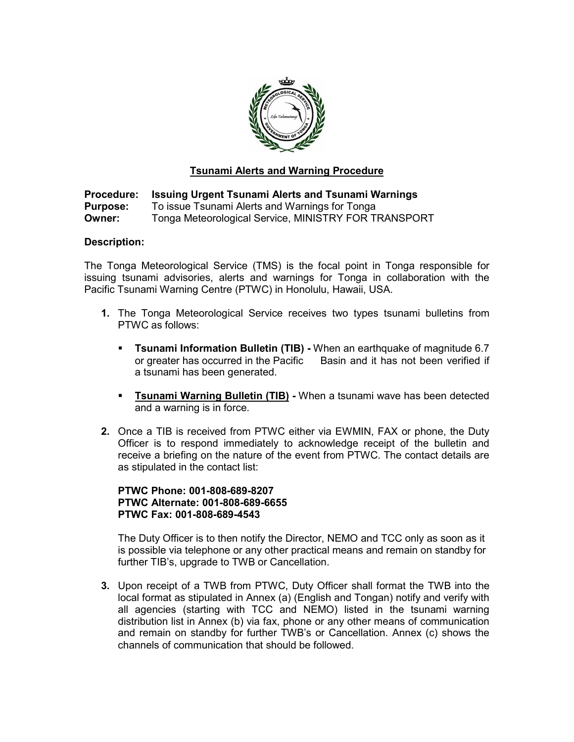# Tsunami Alerts and Warning Procedure

**Procedure:** **Issuing Urgent Tsunami Alerts and Tsunami Warnings**
**Purpose:** To issue Tsunami Alerts and Warnings for Tonga
**Owner:** Tonga Meteorological Service, MINISTRY FOR TRANSPORT

**Description:**

The Tonga Meteorological Service (TMS) is the focal point in Tonga responsible for issuing tsunami advisories, alerts and warnings for Tonga in collaboration with the Pacific Tsunami Warning Centre (PTWC) in Honolulu, Hawaii, USA.

1. The Tonga Meteorological Service receives two types tsunami bulletins from PTWC as follows:

   - **Tsunami Information Bulletin (TIB) -** When an earthquake of magnitude 6.7 or greater has occurred in the Pacific Basin and it has not been verified if a tsunami has been generated.

   - **Tsunami Warning Bulletin (TIB) -** When a tsunami wave has been detected and a warning is in force.

2. Once a TIB is received from PTWC either via EWMIN, FAX or phone, the Duty Officer is to respond immediately to acknowledge receipt of the bulletin and receive a briefing on the nature of the event from PTWC. The contact details are as stipulated in the contact list:

   **PTWC Phone: 001-808-689-8207**
   **PTWC Alternate: 001-808-689-6655**
   **PTWC Fax: 001-808-689-4543**

   The Duty Officer is to then notify the Director, NEMO and TCC only as soon as it is possible via telephone or any other practical means and remain on standby for further TIB's, upgrade to TWB or Cancellation.

3. Upon receipt of a TWB from PTWC, Duty Officer shall format the TWB into the local format as stipulated in Annex (a) (English and Tongan) notify and verify with all agencies (starting with TCC and NEMO) listed in the tsunami warning distribution list in Annex (b) via fax, phone or any other means of communication and remain on standby for further TWB's or Cancellation. Annex (c) shows the channels of communication that should be followed.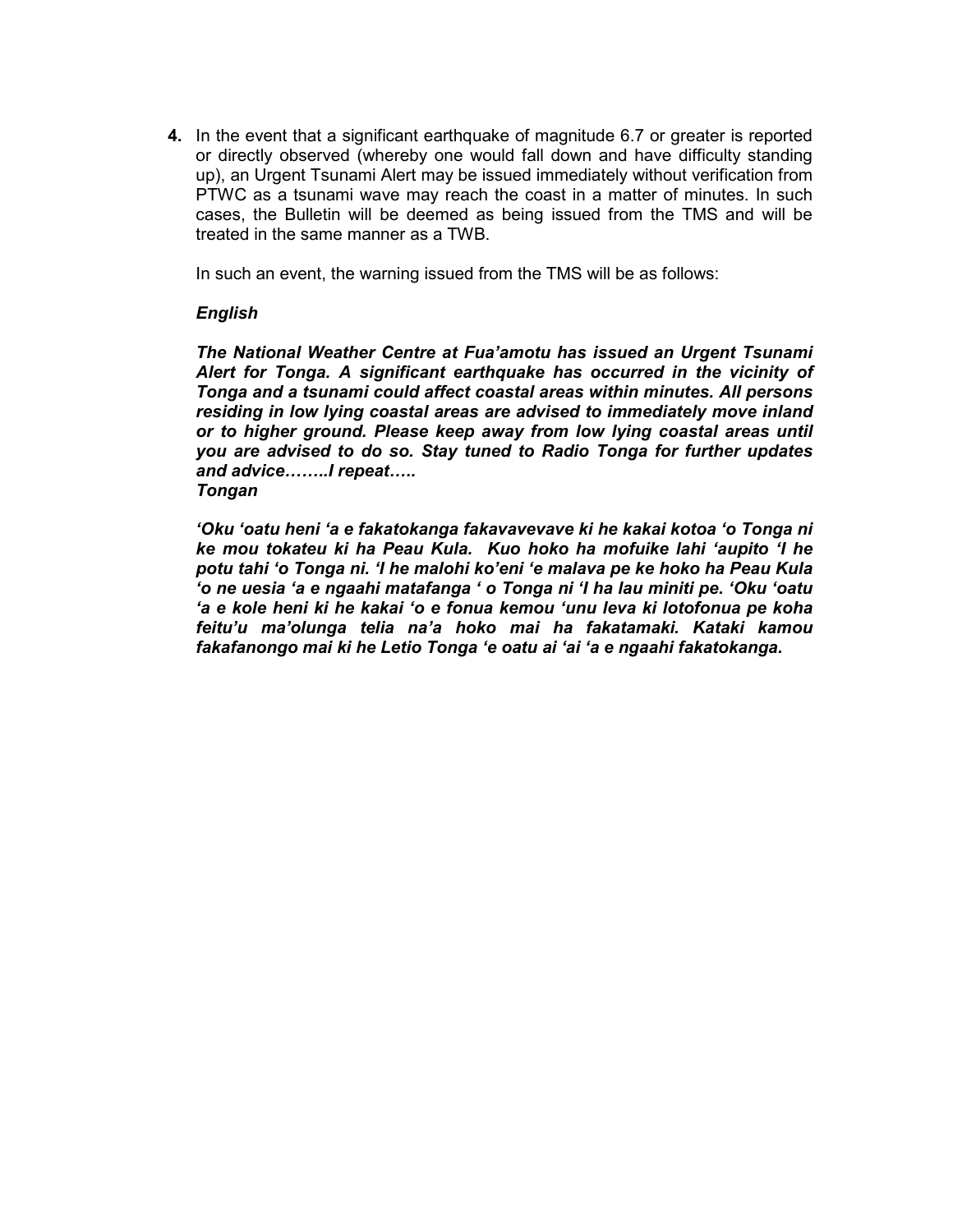4. In the event that a significant earthquake of magnitude 6.7 or greater is reported or directly observed (whereby one would fall down and have difficulty standing up), an Urgent Tsunami Alert may be issued immediately without verification from PTWC as a tsunami wave may reach the coast in a matter of minutes. In such cases, the Bulletin will be deemed as being issued from the TMS and will be treated in the same manner as a TWB.

   In such an event, the warning issued from the TMS will be as follows:

   ***English***

   ***The National Weather Centre at Fua'amotu has issued an Urgent Tsunami Alert for Tonga. A significant earthquake has occurred in the vicinity of Tonga and a tsunami could affect coastal areas within minutes. All persons residing in low lying coastal areas are advised to immediately move inland or to higher ground. Please keep away from low lying coastal areas until you are advised to do so. Stay tuned to Radio Tonga for further updates and advice……..I repeat…..***
   ***Tongan***

   ***'Oku 'oatu heni 'a e fakatokanga fakavavevave ki he kakai kotoa 'o Tonga ni ke mou tokateu ki ha Peau Kula. Kuo hoko ha mofuike lahi 'aupito 'I he potu tahi 'o Tonga ni. 'I he malohi ko'eni 'e malava pe ke hoko ha Peau Kula 'o ne uesia 'a e ngaahi matafanga ' o Tonga ni 'I ha lau miniti pe. 'Oku 'oatu 'a e kole heni ki he kakai 'o e fonua kemou 'unu leva ki lotofonua pe koha feitu'u ma'olunga telia na'a hoko mai ha fakatamaki. Kataki kamou fakafanongo mai ki he Letio Tonga 'e oatu ai 'ai 'a e ngaahi fakatokanga.***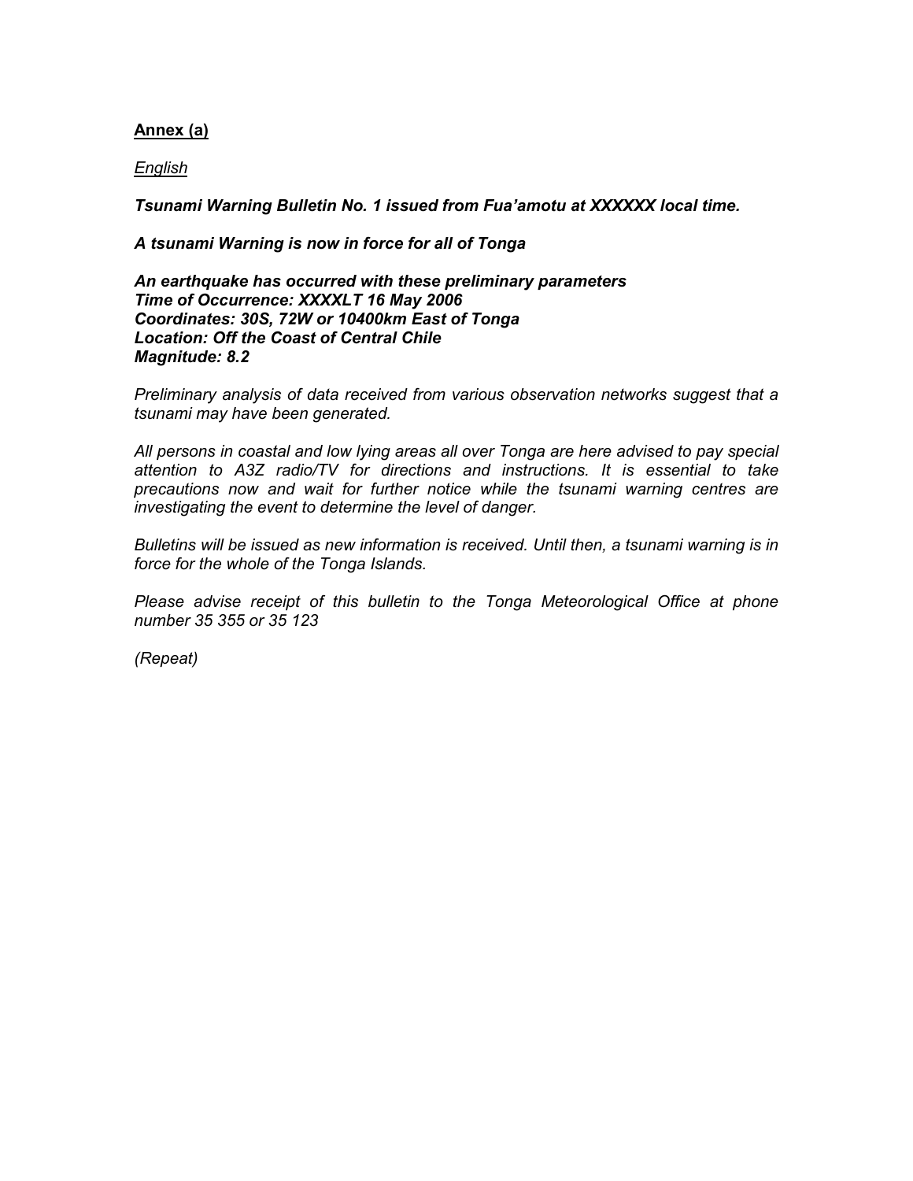**<u>Annex (a)</u>**

*<u>English</u>*

***Tsunami Warning Bulletin No. 1 issued from Fua'amotu at XXXXXX local time.***

***A tsunami Warning is now in force for all of Tonga***

***An earthquake has occurred with these preliminary parameters***
***Time of Occurrence: XXXXLT 16 May 2006***
***Coordinates: 30S, 72W or 10400km East of Tonga***
***Location: Off the Coast of Central Chile***
***Magnitude: 8.2***

*Preliminary analysis of data received from various observation networks suggest that a tsunami may have been generated.*

*All persons in coastal and low lying areas all over Tonga are here advised to pay special attention to A3Z radio/TV for directions and instructions. It is essential to take precautions now and wait for further notice while the tsunami warning centres are investigating the event to determine the level of danger.*

*Bulletins will be issued as new information is received. Until then, a tsunami warning is in force for the whole of the Tonga Islands.*

*Please advise receipt of this bulletin to the Tonga Meteorological Office at phone number 35 355 or 35 123*

*(Repeat)*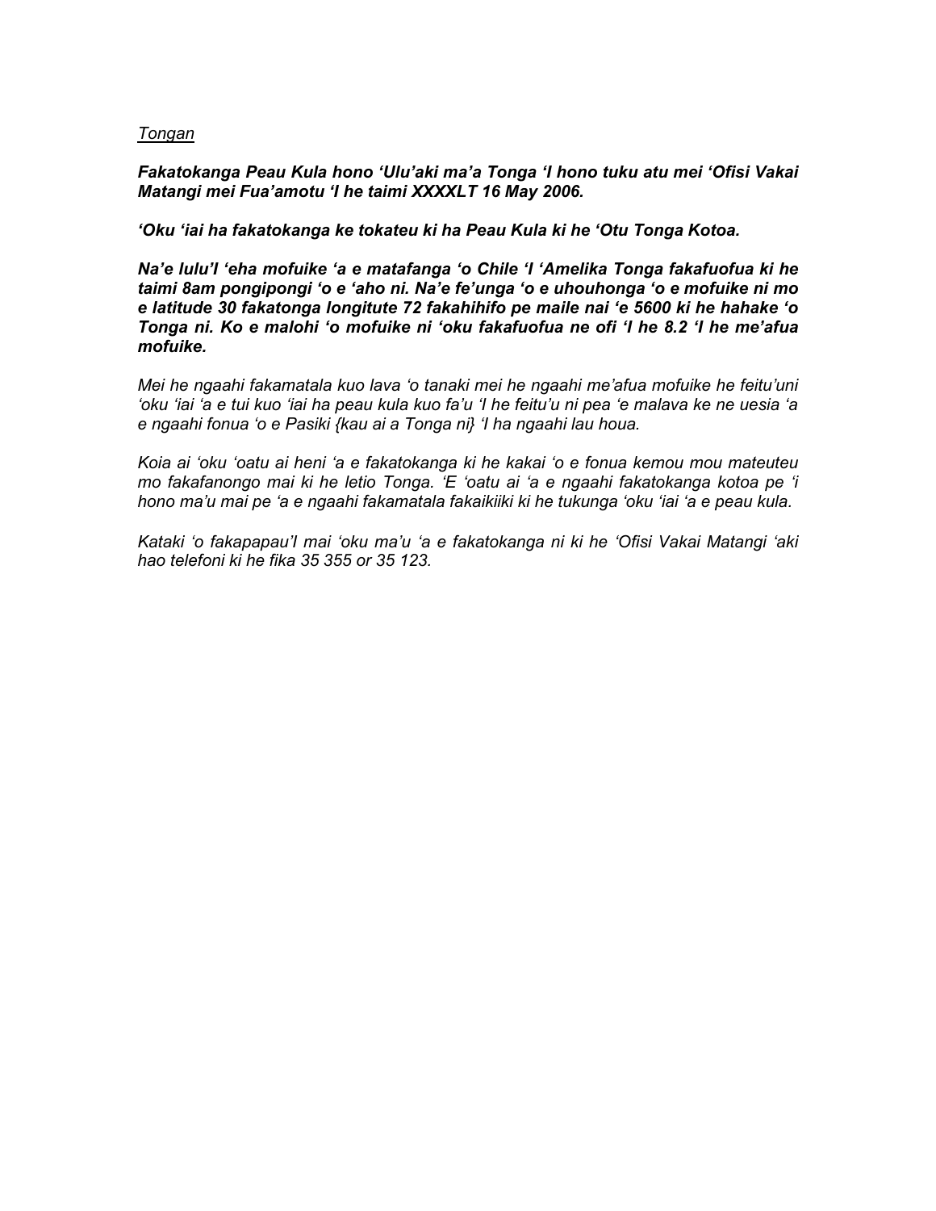*Tongan*

***Fakatokanga Peau Kula hono 'Ulu'aki ma'a Tonga 'I hono tuku atu mei 'Ofisi Vakai Matangi mei Fua'amotu 'I he taimi XXXXLT 16 May 2006.***

***'Oku 'iai ha fakatokanga ke tokateu ki ha Peau Kula ki he 'Otu Tonga Kotoa.***

***Na'e lulu'I 'eha mofuike 'a e matafanga 'o Chile 'I 'Amelika Tonga fakafuofua ki he taimi 8am pongipongi 'o e 'aho ni. Na'e fe'unga 'o e uhouhonga 'o e mofuike ni mo e latitude 30 fakatonga longitute 72 fakahihifo pe maile nai 'e 5600 ki he hahake 'o Tonga ni. Ko e malohi 'o mofuike ni 'oku fakafuofua ne ofi 'I he 8.2 'I he me'afua mofuike.***

*Mei he ngaahi fakamatala kuo lava 'o tanaki mei he ngaahi me'afua mofuike he feitu'uni 'oku 'iai 'a e tui kuo 'iai ha peau kula kuo fa'u 'I he feitu'u ni pea 'e malava ke ne uesia 'a e ngaahi fonua 'o e Pasiki {kau ai a Tonga ni} 'I ha ngaahi lau houa.*

*Koia ai 'oku 'oatu ai heni 'a e fakatokanga ki he kakai 'o e fonua kemou mou mateuteu mo fakafanongo mai ki he letio Tonga. 'E 'oatu ai 'a e ngaahi fakatokanga kotoa pe 'i hono ma'u mai pe 'a e ngaahi fakamatala fakaikiiki ki he tukunga 'oku 'iai 'a e peau kula.*

*Kataki 'o fakapapau'I mai 'oku ma'u 'a e fakatokanga ni ki he 'Ofisi Vakai Matangi 'aki hao telefoni ki he fika 35 355 or 35 123.*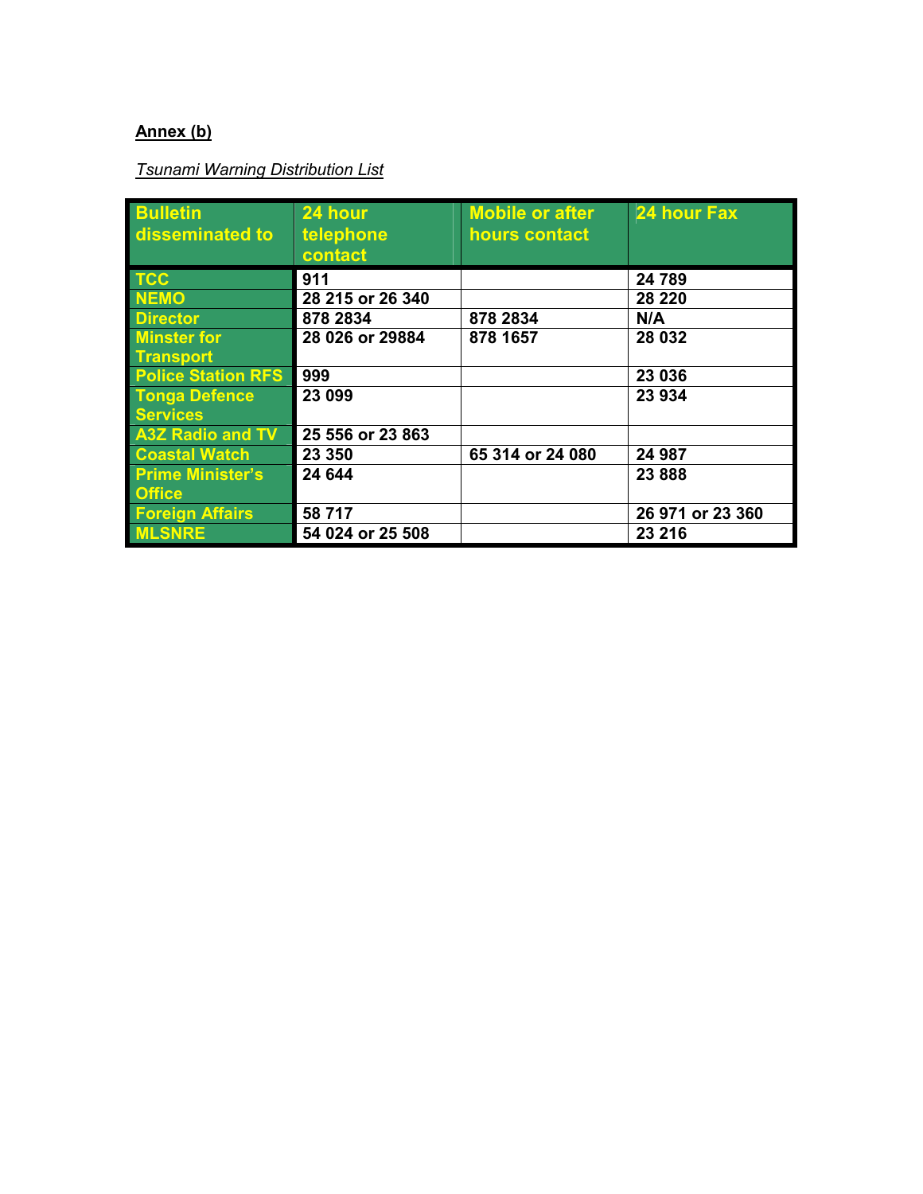**Annex (b)**

*Tsunami Warning Distribution List*

| Bulletin disseminated to | 24 hour telephone contact | Mobile or after hours contact | 24 hour Fax |
|---|---|---|---|
| TCC | 911 | | 24 789 |
| NEMO | 28 215 or 26 340 | | 28 220 |
| Director | 878 2834 | 878 2834 | N/A |
| Minster for Transport | 28 026 or 29884 | 878 1657 | 28 032 |
| Police Station RFS | 999 | | 23 036 |
| Tonga Defence Services | 23 099 | | 23 934 |
| A3Z Radio and TV | 25 556 or 23 863 | | |
| Coastal Watch | 23 350 | 65 314 or 24 080 | 24 987 |
| Prime Minister's Office | 24 644 | | 23 888 |
| Foreign Affairs | 58 717 | | 26 971 or 23 360 |
| MLSNRE | 54 024 or 25 508 | | 23 216 |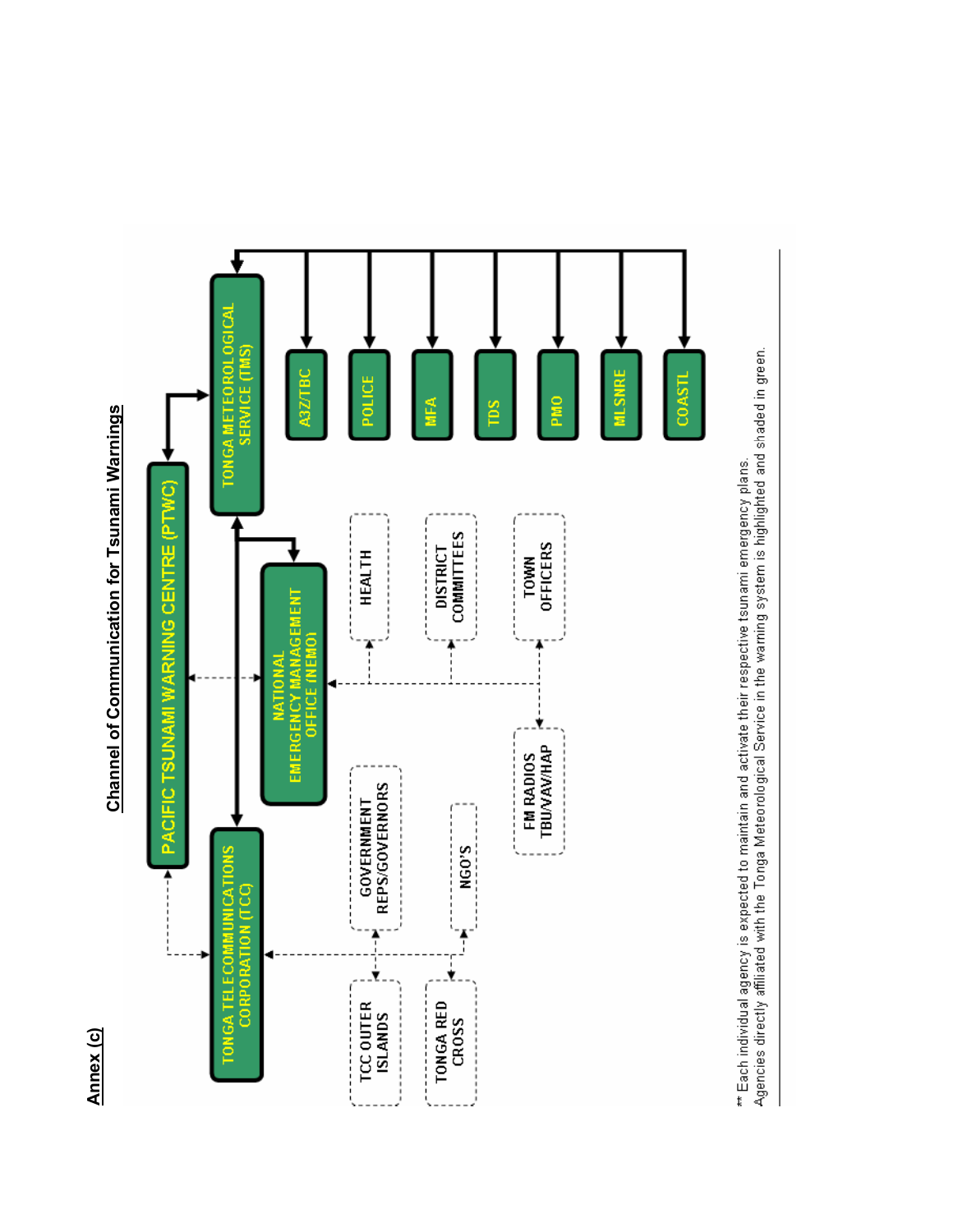Annex (c)

## Channel of Communication for Tsunami Warnings

PACIFIC TSUNAMI WARNING CENTRE (PTWC)

TONGA METEOROLOGICAL SERVICE (TMS)

TONGA TELECOMMUNICATIONS CORPORATION (TCC)

NATIONAL EMERGENCY MANAGEMENT OFFICE (NEMO)

A3Z/TBC

POLICE

MFA

TDS

PMO

MLSNRE

COASTL

HEALTH

DISTRICT COMMITTEES

TOWN OFFICERS

FM RADIOS TBU/VAV/HAP

GOVERNMENT REPS/GOVERNORS

NGO'S

TCC OUTER ISLANDS

TONGA RED CROSS

** Each individual agency is expected to maintain and activate their respective tsunami emergency plans.
Agencies directly affiliated with the Tonga Meteorological Service in the warning system is highlighted and shaded in green.